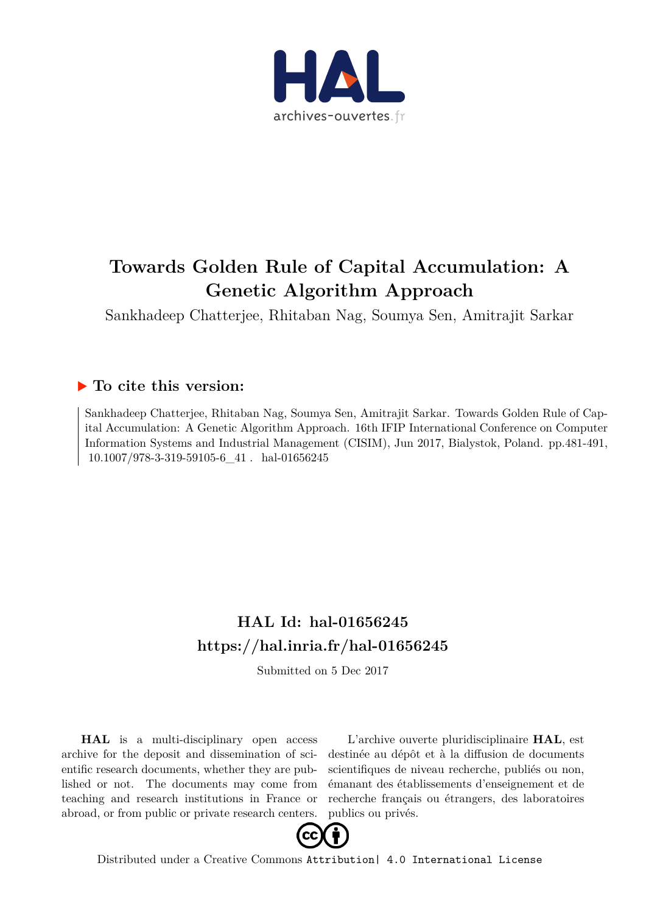# Towards Golden Rule of Capital Accumulation: A Genetic Algorithm Approach

Sankhadeep Chatterjee, Rhitaban Nag, Soumya Sen, Amitrajit Sarkar

## To cite this version:

Sankhadeep Chatterjee, Rhitaban Nag, Soumya Sen, Amitrajit Sarkar. Towards Golden Rule of Capital Accumulation: A Genetic Algorithm Approach. 16th IFIP International Conference on Computer Information Systems and Industrial Management (CISIM), Jun 2017, Bialystok, Poland. pp.481-491, 10.1007/978-3-319-59105-6_41 . hal-01656245

## HAL Id: hal-01656245

## https://hal.inria.fr/hal-01656245

Submitted on 5 Dec 2017

**HAL** is a multi-disciplinary open access archive for the deposit and dissemination of scientific research documents, whether they are published or not. The documents may come from teaching and research institutions in France or abroad, or from public or private research centers.

L'archive ouverte pluridisciplinaire **HAL**, est destinée au dépôt et à la diffusion de documents scientifiques de niveau recherche, publiés ou non, émanant des établissements d'enseignement et de recherche français ou étrangers, des laboratoires publics ou privés.

Distributed under a Creative Commons Attribution| 4.0 International License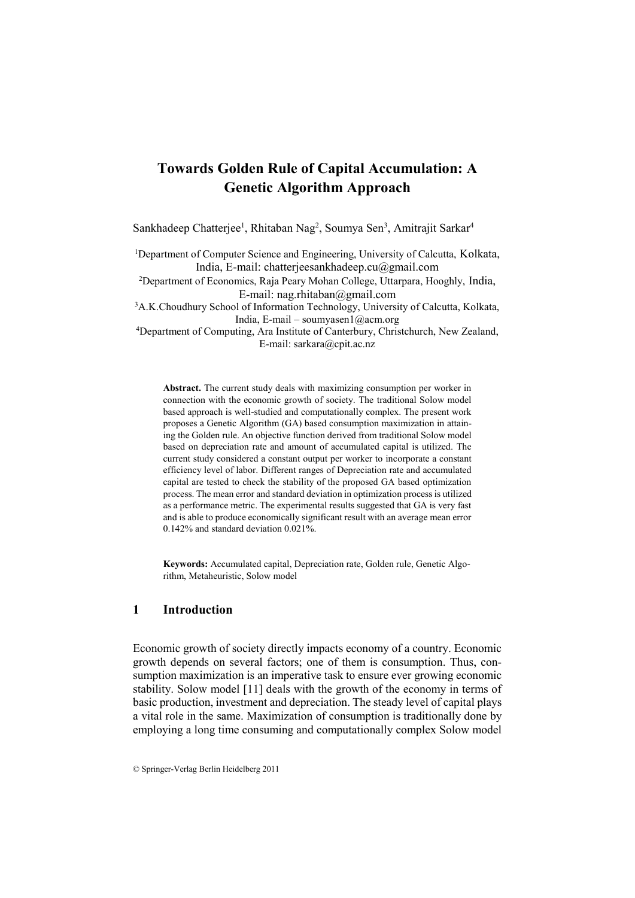# Towards Golden Rule of Capital Accumulation: A Genetic Algorithm Approach

Sankhadeep Chatterjee[1], Rhitaban Nag[2], Soumya Sen[3], Amitrajit Sarkar[4]

[1]Department of Computer Science and Engineering, University of Calcutta, Kolkata, India, E-mail: chatterjeesankhadeep.cu@gmail.com

[2]Department of Economics, Raja Peary Mohan College, Uttarpara, Hooghly, India, E-mail: nag.rhitaban@gmail.com

[3]A.K.Choudhury School of Information Technology, University of Calcutta, Kolkata, India, E-mail – soumyasen1@acm.org

[4]Department of Computing, Ara Institute of Canterbury, Christchurch, New Zealand, E-mail: sarkara@cpit.ac.nz

**Abstract.** The current study deals with maximizing consumption per worker in connection with the economic growth of society. The traditional Solow model based approach is well-studied and computationally complex. The present work proposes a Genetic Algorithm (GA) based consumption maximization in attaining the Golden rule. An objective function derived from traditional Solow model based on depreciation rate and amount of accumulated capital is utilized. The current study considered a constant output per worker to incorporate a constant efficiency level of labor. Different ranges of Depreciation rate and accumulated capital are tested to check the stability of the proposed GA based optimization process. The mean error and standard deviation in optimization process is utilized as a performance metric. The experimental results suggested that GA is very fast and is able to produce economically significant result with an average mean error 0.142% and standard deviation 0.021%.

**Keywords:** Accumulated capital, Depreciation rate, Golden rule, Genetic Algorithm, Metaheuristic, Solow model

## 1 Introduction

Economic growth of society directly impacts economy of a country. Economic growth depends on several factors; one of them is consumption. Thus, consumption maximization is an imperative task to ensure ever growing economic stability. Solow model [11] deals with the growth of the economy in terms of basic production, investment and depreciation. The steady level of capital plays a vital role in the same. Maximization of consumption is traditionally done by employing a long time consuming and computationally complex Solow model

© Springer-Verlag Berlin Heidelberg 2011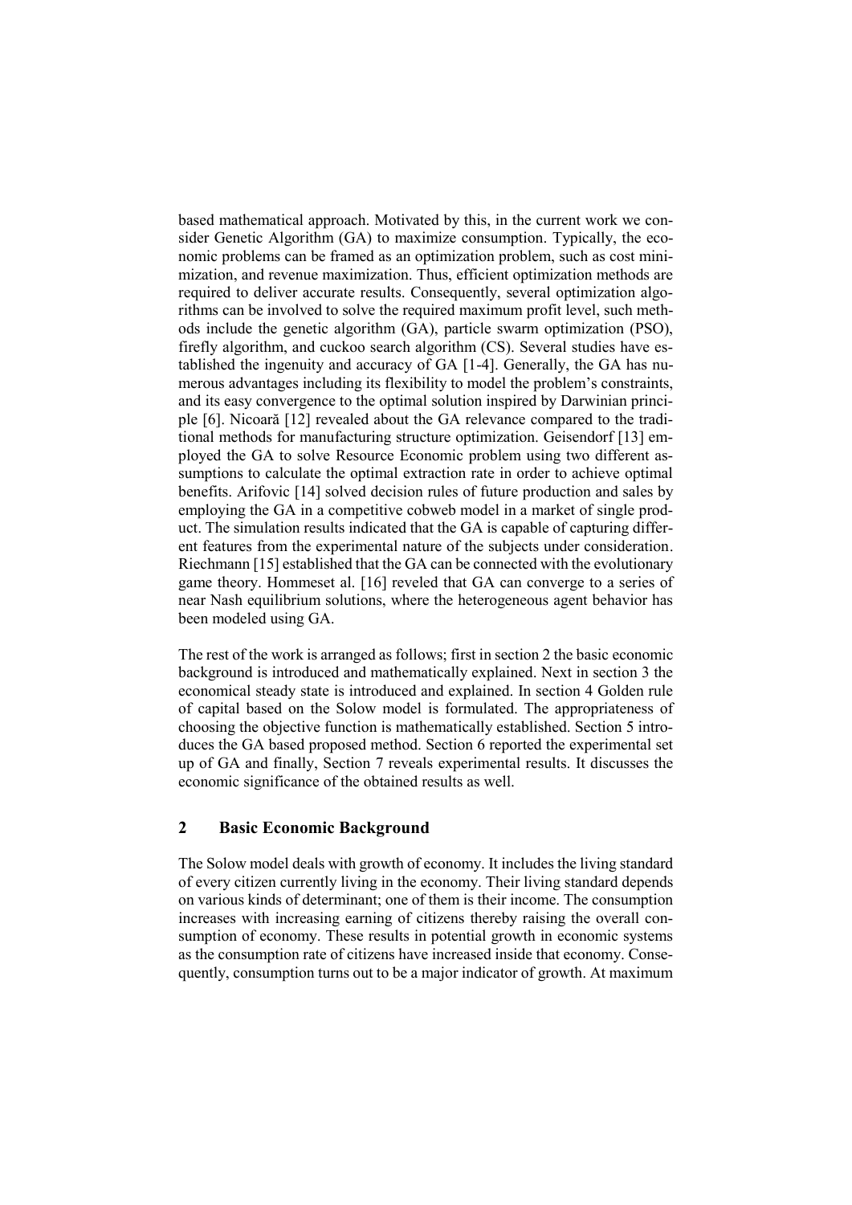based mathematical approach. Motivated by this, in the current work we consider Genetic Algorithm (GA) to maximize consumption. Typically, the economic problems can be framed as an optimization problem, such as cost minimization, and revenue maximization. Thus, efficient optimization methods are required to deliver accurate results. Consequently, several optimization algorithms can be involved to solve the required maximum profit level, such methods include the genetic algorithm (GA), particle swarm optimization (PSO), firefly algorithm, and cuckoo search algorithm (CS). Several studies have established the ingenuity and accuracy of GA [1-4]. Generally, the GA has numerous advantages including its flexibility to model the problem's constraints, and its easy convergence to the optimal solution inspired by Darwinian principle [6]. Nicoară [12] revealed about the GA relevance compared to the traditional methods for manufacturing structure optimization. Geisendorf [13] employed the GA to solve Resource Economic problem using two different assumptions to calculate the optimal extraction rate in order to achieve optimal benefits. Arifovic [14] solved decision rules of future production and sales by employing the GA in a competitive cobweb model in a market of single product. The simulation results indicated that the GA is capable of capturing different features from the experimental nature of the subjects under consideration. Riechmann [15] established that the GA can be connected with the evolutionary game theory. Hommeset al. [16] reveled that GA can converge to a series of near Nash equilibrium solutions, where the heterogeneous agent behavior has been modeled using GA.

The rest of the work is arranged as follows; first in section 2 the basic economic background is introduced and mathematically explained. Next in section 3 the economical steady state is introduced and explained. In section 4 Golden rule of capital based on the Solow model is formulated. The appropriateness of choosing the objective function is mathematically established. Section 5 introduces the GA based proposed method. Section 6 reported the experimental set up of GA and finally, Section 7 reveals experimental results. It discusses the economic significance of the obtained results as well.

## 2 Basic Economic Background

The Solow model deals with growth of economy. It includes the living standard of every citizen currently living in the economy. Their living standard depends on various kinds of determinant; one of them is their income. The consumption increases with increasing earning of citizens thereby raising the overall consumption of economy. These results in potential growth in economic systems as the consumption rate of citizens have increased inside that economy. Consequently, consumption turns out to be a major indicator of growth. At maximum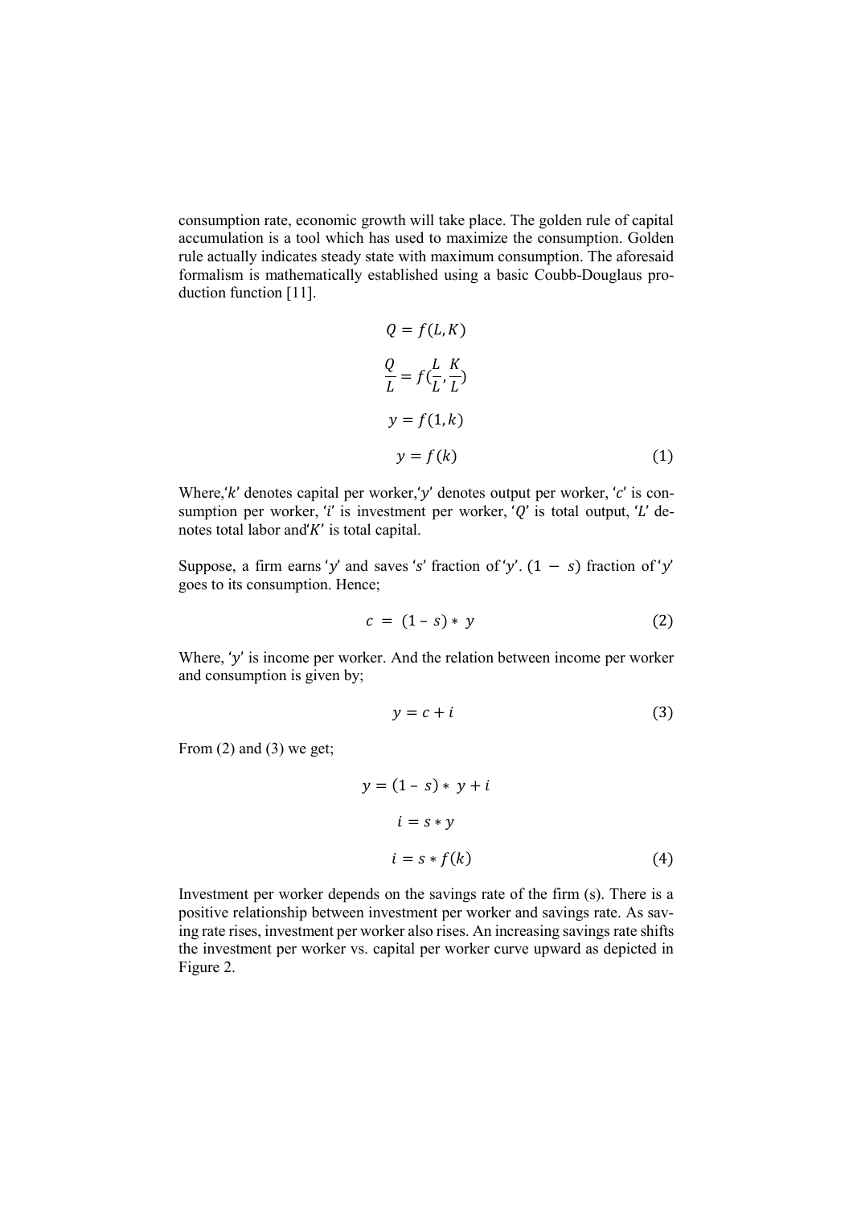consumption rate, economic growth will take place. The golden rule of capital accumulation is a tool which has used to maximize the consumption. Golden rule actually indicates steady state with maximum consumption. The aforesaid formalism is mathematically established using a basic Coubb-Douglaus production function [11].

$$Q = f(L, K)$$

$$\frac{Q}{L} = f(\frac{L}{L}, \frac{K}{L})$$

$$y = f(1, k)$$

$$y = f(k) \tag{1}$$

Where,'$k$' denotes capital per worker,'$y$' denotes output per worker, '$c$' is consumption per worker, '$i$' is investment per worker, '$Q$' is total output, '$L$' denotes total labor and'$K$' is total capital.

Suppose, a firm earns '$y$' and saves '$s$' fraction of'$y$'. $(1 - s)$ fraction of'$y$' goes to its consumption. Hence;

$$c = (1 - s) * y \tag{2}$$

Where, '$y$' is income per worker. And the relation between income per worker and consumption is given by;

$$y = c + i \tag{3}$$

From (2) and (3) we get;

$$y = (1 - s) * y + i$$

$$i = s * y$$

$$i = s * f(k) \tag{4}$$

Investment per worker depends on the savings rate of the firm (s). There is a positive relationship between investment per worker and savings rate. As saving rate rises, investment per worker also rises. An increasing savings rate shifts the investment per worker vs. capital per worker curve upward as depicted in Figure 2.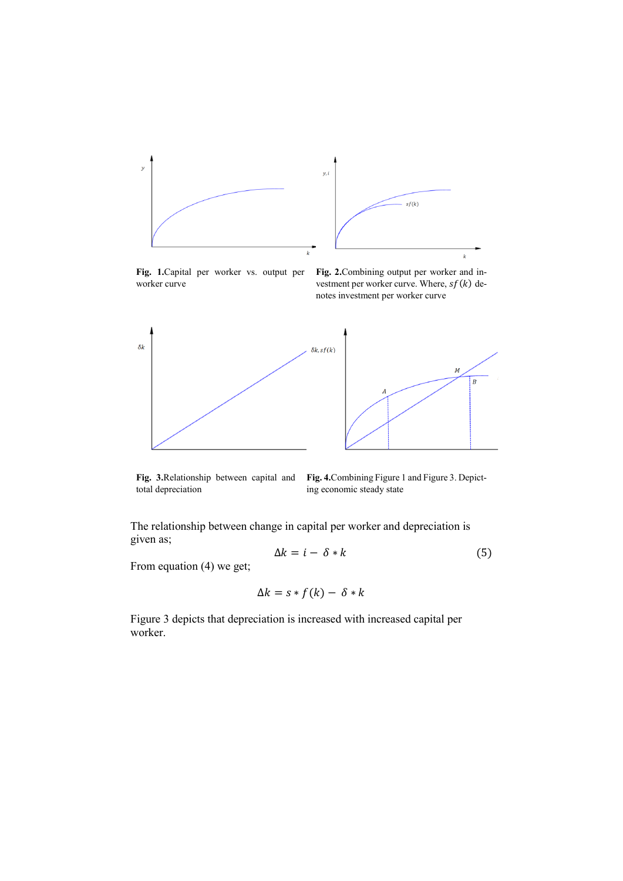**Fig. 1.** Capital per worker vs. output per worker curve

**Fig. 2.** Combining output per worker and investment per worker curve. Where, $sf(k)$ denotes investment per worker curve

**Fig. 3.** Relationship between capital and total depreciation

**Fig. 4.** Combining Figure 1 and Figure 3. Depicting economic steady state

The relationship between change in capital per worker and depreciation is given as;

$$\Delta k = i - \delta * k \tag{5}$$

From equation (4) we get;

$$\Delta k = s * f(k) - \delta * k$$

Figure 3 depicts that depreciation is increased with increased capital per worker.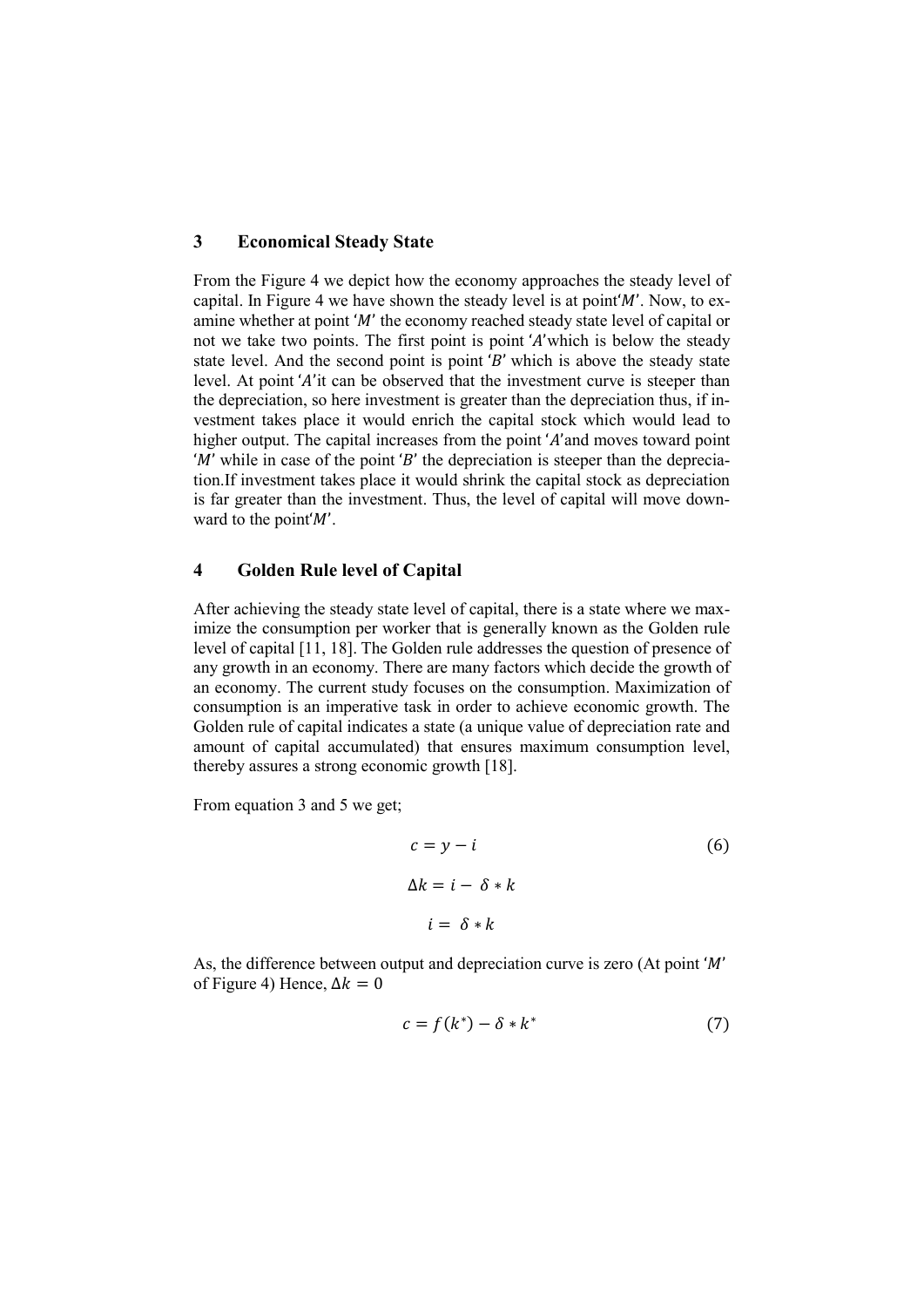## 3 Economical Steady State

From the Figure 4 we depict how the economy approaches the steady level of capital. In Figure 4 we have shown the steady level is at point'$M'$. Now, to examine whether at point '$M'$ the economy reached steady state level of capital or not we take two points. The first point is point '$A'$which is below the steady state level. And the second point is point '$B'$ which is above the steady state level. At point '$A'$it can be observed that the investment curve is steeper than the depreciation, so here investment is greater than the depreciation thus, if investment takes place it would enrich the capital stock which would lead to higher output. The capital increases from the point '$A'$and moves toward point '$M'$ while in case of the point '$B'$ the depreciation is steeper than the depreciation.If investment takes place it would shrink the capital stock as depreciation is far greater than the investment. Thus, the level of capital will move downward to the point'$M'$.

## 4 Golden Rule level of Capital

After achieving the steady state level of capital, there is a state where we maximize the consumption per worker that is generally known as the Golden rule level of capital [11, 18]. The Golden rule addresses the question of presence of any growth in an economy. There are many factors which decide the growth of an economy. The current study focuses on the consumption. Maximization of consumption is an imperative task in order to achieve economic growth. The Golden rule of capital indicates a state (a unique value of depreciation rate and amount of capital accumulated) that ensures maximum consumption level, thereby assures a strong economic growth [18].

From equation 3 and 5 we get;

$$c = y - i \tag{6}$$

$$\Delta k = i - \delta * k$$

$$i = \delta * k$$

As, the difference between output and depreciation curve is zero (At point '$M'$ of Figure 4) Hence, $\Delta k = 0$

$$c = f(k^*) - \delta * k^* \tag{7}$$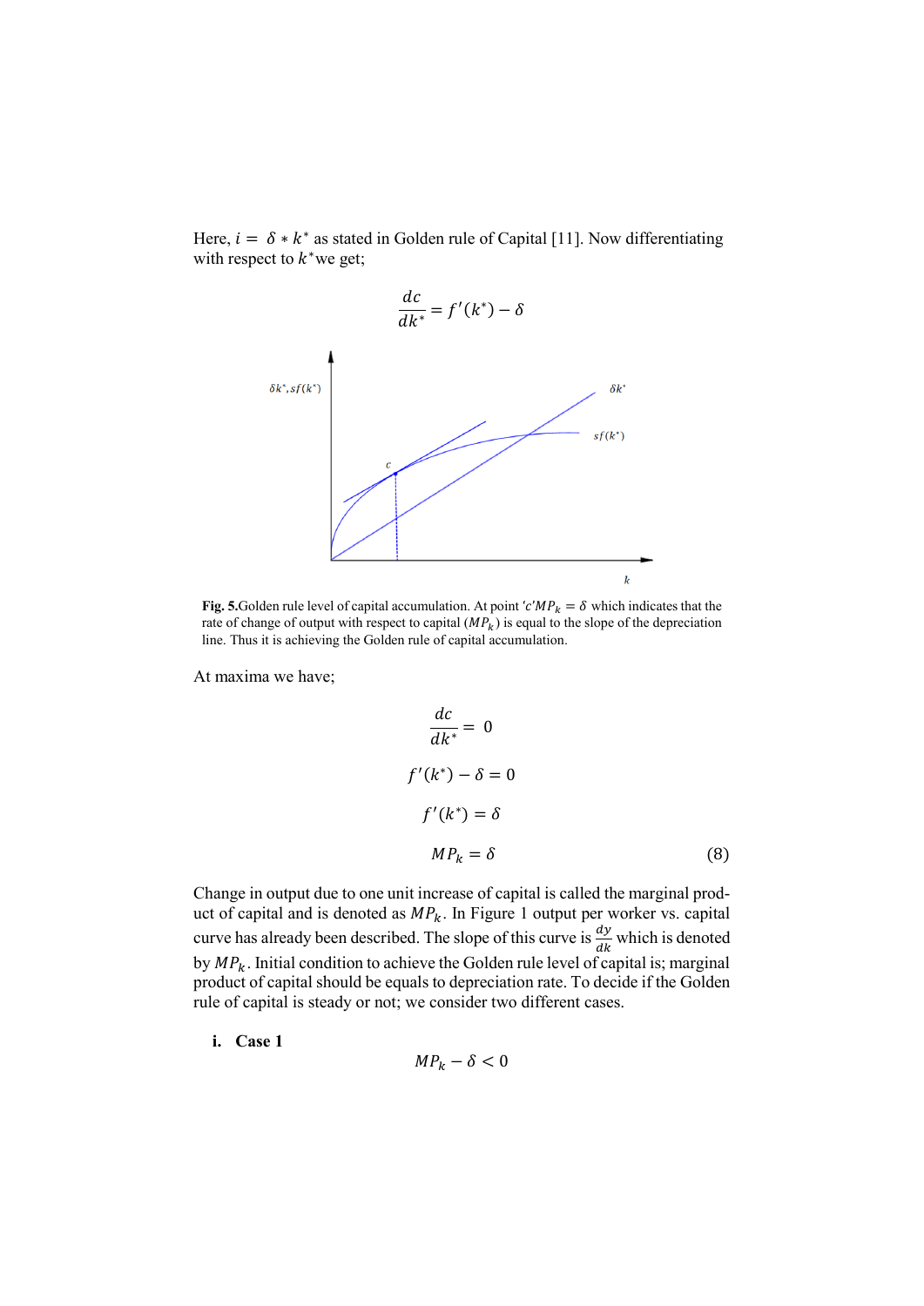Here, $i = \delta * k^*$ as stated in Golden rule of Capital [11]. Now differentiating with respect to $k^*$we get;

$$\frac{dc}{dk^*} = f'(k^*) - \delta$$

**Fig. 5.**Golden rule level of capital accumulation. At point '$c$'$MP_k = \delta$ which indicates that the rate of change of output with respect to capital ($MP_k$) is equal to the slope of the depreciation line. Thus it is achieving the Golden rule of capital accumulation.

At maxima we have;

$$\frac{dc}{dk^*} = 0$$

$$f'(k^*) - \delta = 0$$

$$f'(k^*) = \delta$$

$$MP_k = \delta \tag{8}$$

Change in output due to one unit increase of capital is called the marginal product of capital and is denoted as $MP_k$. In Figure 1 output per worker vs. capital curve has already been described. The slope of this curve is $\frac{dy}{dk}$ which is denoted by $MP_k$. Initial condition to achieve the Golden rule level of capital is; marginal product of capital should be equals to depreciation rate. To decide if the Golden rule of capital is steady or not; we consider two different cases.

i. **Case 1**

$$MP_k - \delta < 0$$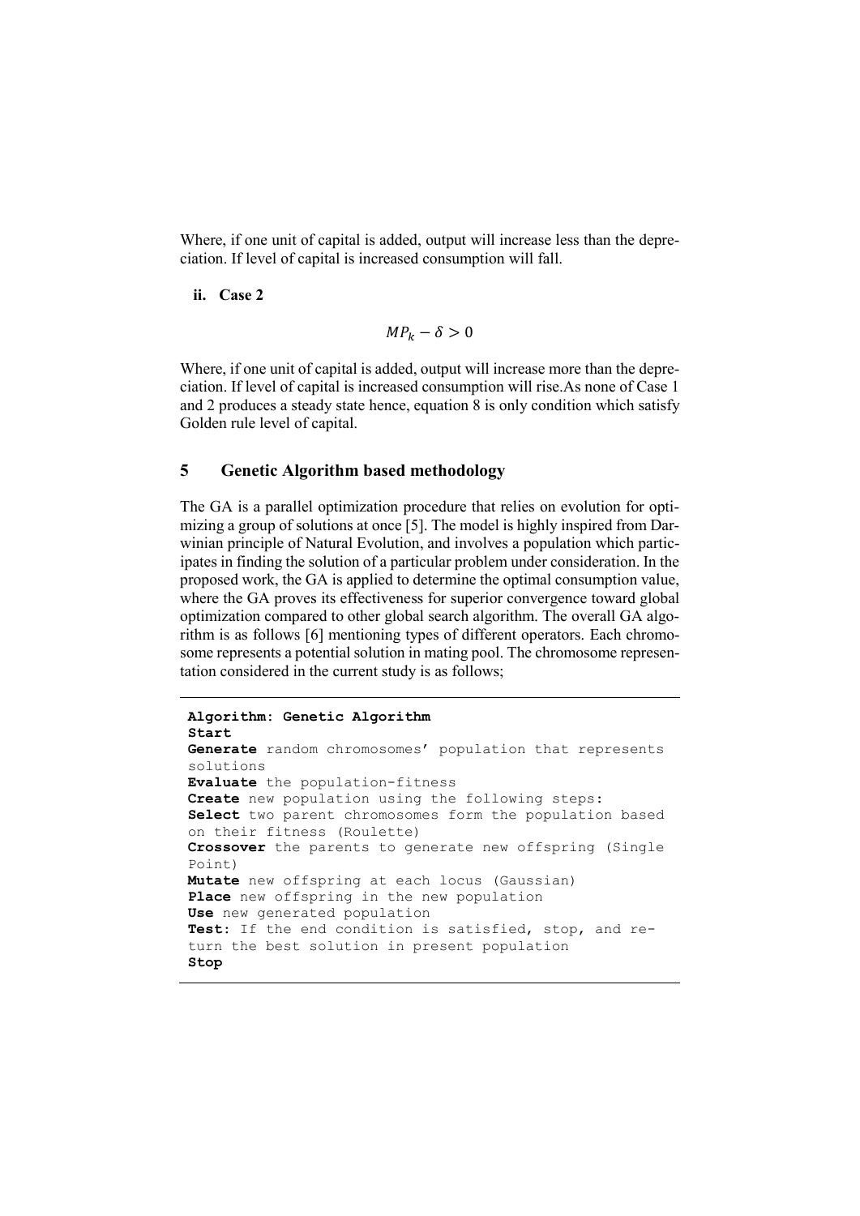Where, if one unit of capital is added, output will increase less than the depreciation. If level of capital is increased consumption will fall.

**ii. Case 2**

$$MP_k - \delta > 0$$

Where, if one unit of capital is added, output will increase more than the depreciation. If level of capital is increased consumption will rise.As none of Case 1 and 2 produces a steady state hence, equation 8 is only condition which satisfy Golden rule level of capital.

## 5 Genetic Algorithm based methodology

The GA is a parallel optimization procedure that relies on evolution for optimizing a group of solutions at once [5]. The model is highly inspired from Darwinian principle of Natural Evolution, and involves a population which participates in finding the solution of a particular problem under consideration. In the proposed work, the GA is applied to determine the optimal consumption value, where the GA proves its effectiveness for superior convergence toward global optimization compared to other global search algorithm. The overall GA algorithm is as follows [6] mentioning types of different operators. Each chromosome represents a potential solution in mating pool. The chromosome representation considered in the current study is as follows;

```
Algorithm: Genetic Algorithm
Start
Generate random chromosomes' population that represents
solutions
Evaluate the population-fitness
Create new population using the following steps:
Select two parent chromosomes form the population based
on their fitness (Roulette)
Crossover the parents to generate new offspring (Single
Point)
Mutate new offspring at each locus (Gaussian)
Place new offspring in the new population
Use new generated population
Test: If the end condition is satisfied, stop, and re-
turn the best solution in present population
Stop
```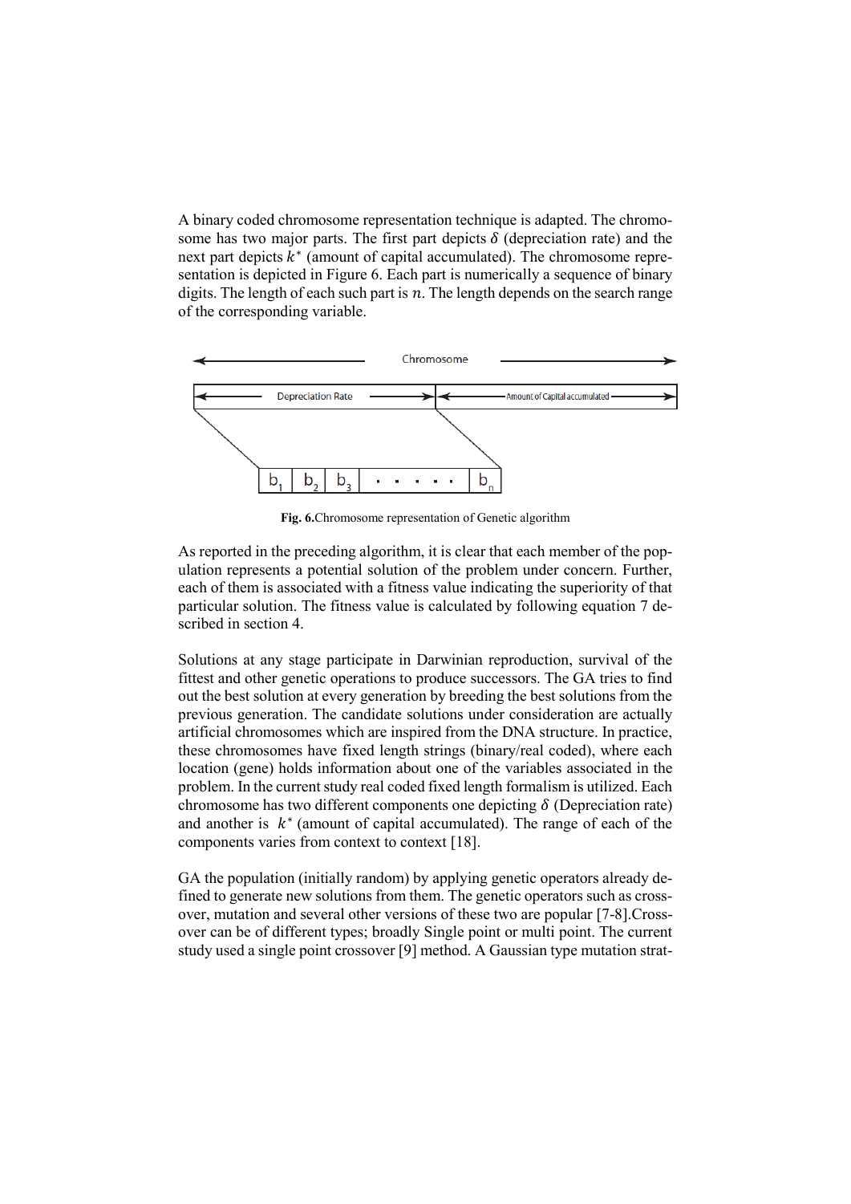A binary coded chromosome representation technique is adapted. The chromosome has two major parts. The first part depicts $\delta$ (depreciation rate) and the next part depicts $k^*$ (amount of capital accumulated). The chromosome representation is depicted in Figure 6. Each part is numerically a sequence of binary digits. The length of each such part is $n$. The length depends on the search range of the corresponding variable.

**Fig. 6.** Chromosome representation of Genetic algorithm

As reported in the preceding algorithm, it is clear that each member of the population represents a potential solution of the problem under concern. Further, each of them is associated with a fitness value indicating the superiority of that particular solution. The fitness value is calculated by following equation 7 described in section 4.

Solutions at any stage participate in Darwinian reproduction, survival of the fittest and other genetic operations to produce successors. The GA tries to find out the best solution at every generation by breeding the best solutions from the previous generation. The candidate solutions under consideration are actually artificial chromosomes which are inspired from the DNA structure. In practice, these chromosomes have fixed length strings (binary/real coded), where each location (gene) holds information about one of the variables associated in the problem. In the current study real coded fixed length formalism is utilized. Each chromosome has two different components one depicting $\delta$ (Depreciation rate) and another is $k^*$ (amount of capital accumulated). The range of each of the components varies from context to context [18].

GA the population (initially random) by applying genetic operators already defined to generate new solutions from them. The genetic operators such as crossover, mutation and several other versions of these two are popular [7-8].Crossover can be of different types; broadly Single point or multi point. The current study used a single point crossover [9] method. A Gaussian type mutation strat-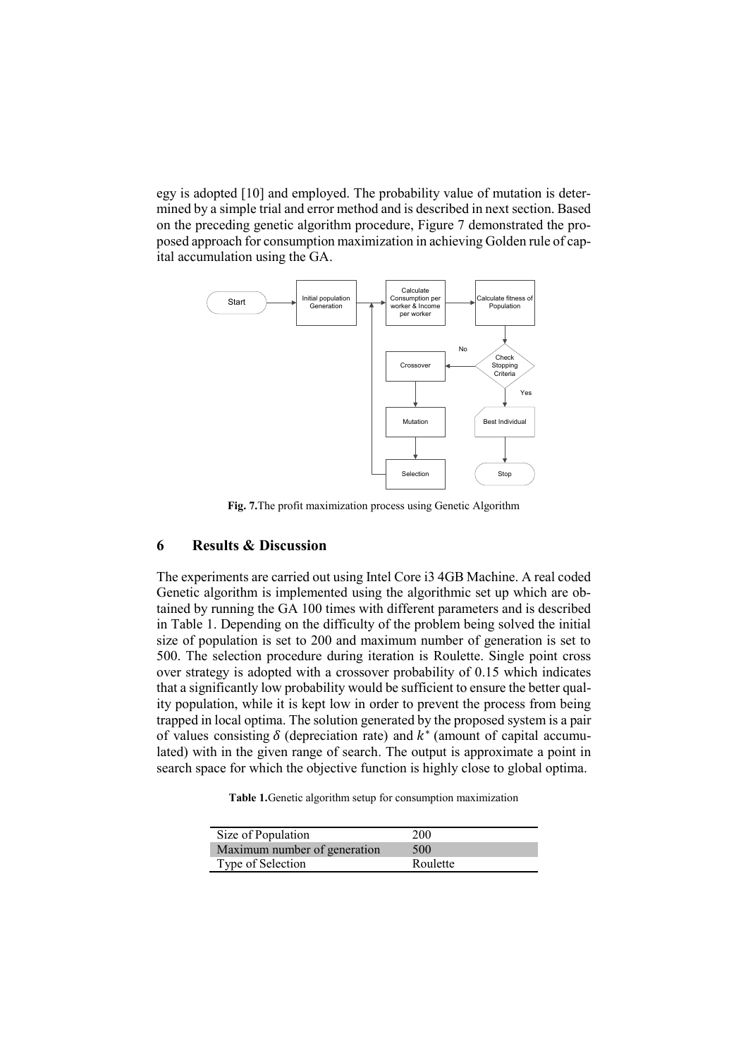egy is adopted [10] and employed. The probability value of mutation is determined by a simple trial and error method and is described in next section. Based on the preceding genetic algorithm procedure, Figure 7 demonstrated the proposed approach for consumption maximization in achieving Golden rule of capital accumulation using the GA.

**Fig. 7.** The profit maximization process using Genetic Algorithm

## 6 Results & Discussion

The experiments are carried out using Intel Core i3 4GB Machine. A real coded Genetic algorithm is implemented using the algorithmic set up which are obtained by running the GA 100 times with different parameters and is described in Table 1. Depending on the difficulty of the problem being solved the initial size of population is set to 200 and maximum number of generation is set to 500. The selection procedure during iteration is Roulette. Single point cross over strategy is adopted with a crossover probability of 0.15 which indicates that a significantly low probability would be sufficient to ensure the better quality population, while it is kept low in order to prevent the process from being trapped in local optima. The solution generated by the proposed system is a pair of values consisting $\delta$ (depreciation rate) and $k^*$ (amount of capital accumulated) with in the given range of search. The output is approximate a point in search space for which the objective function is highly close to global optima.

**Table 1.** Genetic algorithm setup for consumption maximization

| | |
|---|---|
| Size of Population | 200 |
| Maximum number of generation | 500 |
| Type of Selection | Roulette |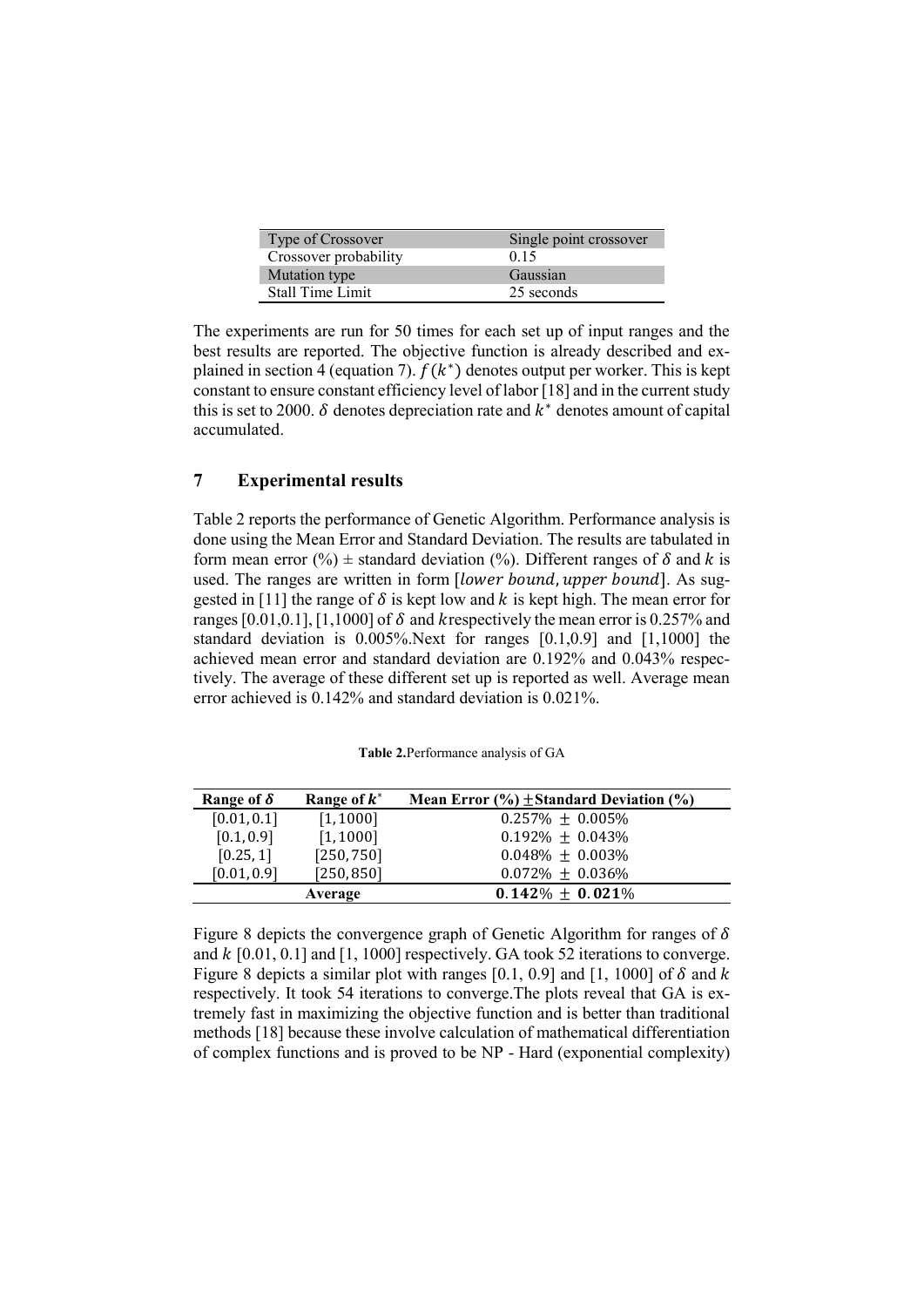| Type of Crossover | Single point crossover |
| --- | --- |
| Crossover probability | 0.15 |
| Mutation type | Gaussian |
| Stall Time Limit | 25 seconds |

The experiments are run for 50 times for each set up of input ranges and the best results are reported. The objective function is already described and explained in section 4 (equation 7). $f(k^*)$ denotes output per worker. This is kept constant to ensure constant efficiency level of labor [18] and in the current study this is set to 2000. $\delta$ denotes depreciation rate and $k^*$ denotes amount of capital accumulated.

## 7 Experimental results

Table 2 reports the performance of Genetic Algorithm. Performance analysis is done using the Mean Error and Standard Deviation. The results are tabulated in form mean error (%) ± standard deviation (%). Different ranges of $\delta$ and $k$ is used. The ranges are written in form [$lower\ bound, upper\ bound$]. As suggested in [11] the range of $\delta$ is kept low and $k$ is kept high. The mean error for ranges [0.01,0.1], [1,1000] of $\delta$ and $k$respectively the mean error is 0.257% and standard deviation is 0.005%.Next for ranges [0.1,0.9] and [1,1000] the achieved mean error and standard deviation are 0.192% and 0.043% respectively. The average of these different set up is reported as well. Average mean error achieved is 0.142% and standard deviation is 0.021%.

**Table 2.**Performance analysis of GA

| Range of $\delta$ | Range of $k^*$ | Mean Error (%) $\pm$Standard Deviation (%) |
| --- | --- | --- |
| [0.01, 0.1] | [1, 1000] | 0.257% $\pm$ 0.005% |
| [0.1, 0.9] | [1, 1000] | 0.192% $\pm$ 0.043% |
| [0.25, 1] | [250, 750] | 0.048% $\pm$ 0.003% |
| [0.01, 0.9] | [250, 850] | 0.072% $\pm$ 0.036% |
| | **Average** | **0.142% $\pm$ 0.021%** |

Figure 8 depicts the convergence graph of Genetic Algorithm for ranges of $\delta$ and $k$ [0.01, 0.1] and [1, 1000] respectively. GA took 52 iterations to converge. Figure 8 depicts a similar plot with ranges [0.1, 0.9] and [1, 1000] of $\delta$ and $k$ respectively. It took 54 iterations to converge.The plots reveal that GA is extremely fast in maximizing the objective function and is better than traditional methods [18] because these involve calculation of mathematical differentiation of complex functions and is proved to be NP - Hard (exponential complexity)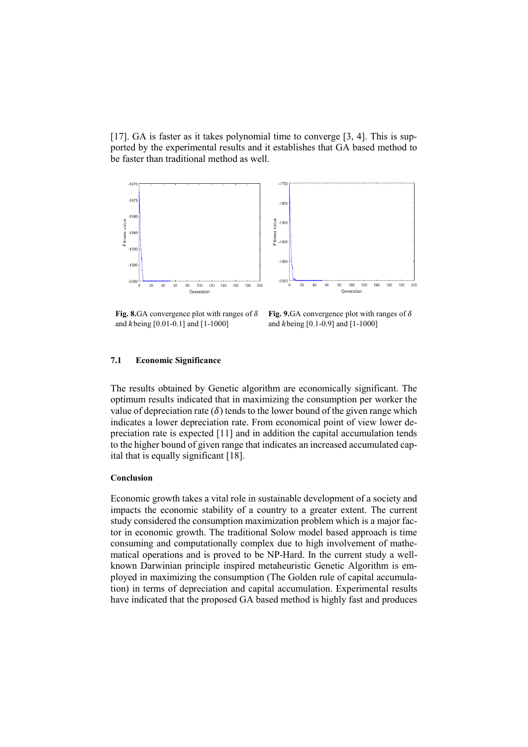[17]. GA is faster as it takes polynomial time to converge [3, 4]. This is supported by the experimental results and it establishes that GA based method to be faster than traditional method as well.

**Fig. 8.** GA convergence plot with ranges of $\delta$ and $k$ being [0.01-0.1] and [1-1000]

**Fig. 9.** GA convergence plot with ranges of $\delta$ and $k$ being [0.1-0.9] and [1-1000]

### 7.1 Economic Significance

The results obtained by Genetic algorithm are economically significant. The optimum results indicated that in maximizing the consumption per worker the value of depreciation rate ($\delta$) tends to the lower bound of the given range which indicates a lower depreciation rate. From economical point of view lower depreciation rate is expected [11] and in addition the capital accumulation tends to the higher bound of given range that indicates an increased accumulated capital that is equally significant [18].

### Conclusion

Economic growth takes a vital role in sustainable development of a society and impacts the economic stability of a country to a greater extent. The current study considered the consumption maximization problem which is a major factor in economic growth. The traditional Solow model based approach is time consuming and computationally complex due to high involvement of mathematical operations and is proved to be NP-Hard. In the current study a well-known Darwinian principle inspired metaheuristic Genetic Algorithm is employed in maximizing the consumption (The Golden rule of capital accumulation) in terms of depreciation and capital accumulation. Experimental results have indicated that the proposed GA based method is highly fast and produces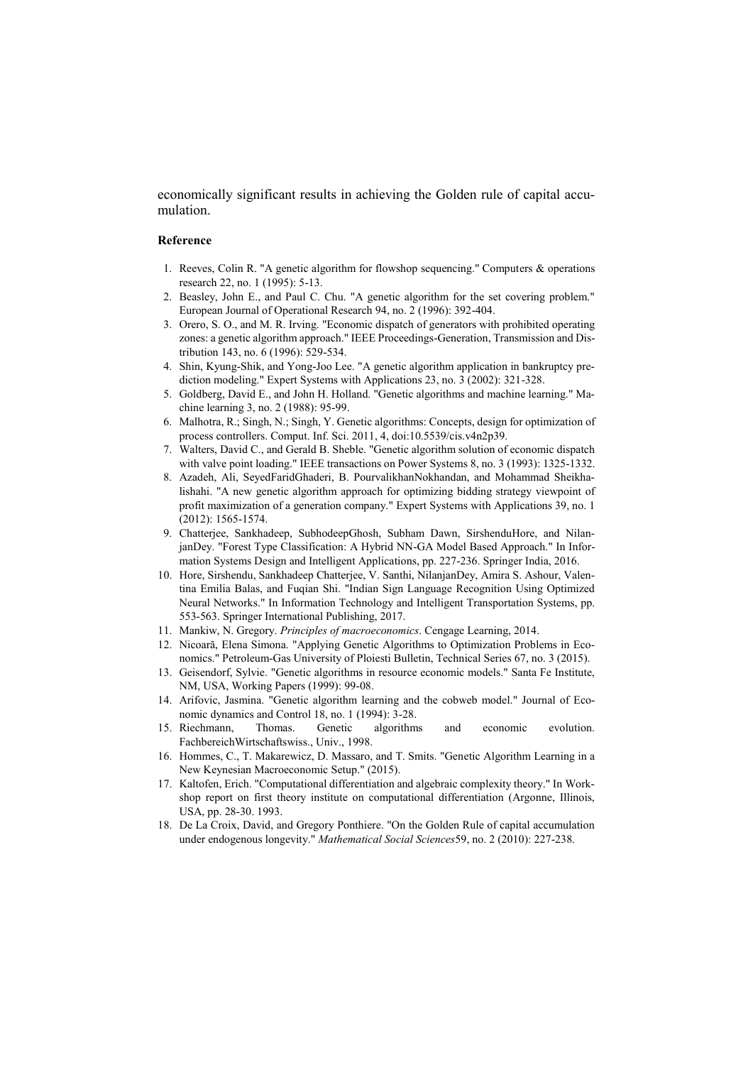economically significant results in achieving the Golden rule of capital accumulation.

## Reference

1. Reeves, Colin R. "A genetic algorithm for flowshop sequencing." Computers & operations research 22, no. 1 (1995): 5-13.
2. Beasley, John E., and Paul C. Chu. "A genetic algorithm for the set covering problem." European Journal of Operational Research 94, no. 2 (1996): 392-404.
3. Orero, S. O., and M. R. Irving. "Economic dispatch of generators with prohibited operating zones: a genetic algorithm approach." IEEE Proceedings-Generation, Transmission and Distribution 143, no. 6 (1996): 529-534.
4. Shin, Kyung-Shik, and Yong-Joo Lee. "A genetic algorithm application in bankruptcy prediction modeling." Expert Systems with Applications 23, no. 3 (2002): 321-328.
5. Goldberg, David E., and John H. Holland. "Genetic algorithms and machine learning." Machine learning 3, no. 2 (1988): 95-99.
6. Malhotra, R.; Singh, N.; Singh, Y. Genetic algorithms: Concepts, design for optimization of process controllers. Comput. Inf. Sci. 2011, 4, doi:10.5539/cis.v4n2p39.
7. Walters, David C., and Gerald B. Sheble. "Genetic algorithm solution of economic dispatch with valve point loading." IEEE transactions on Power Systems 8, no. 3 (1993): 1325-1332.
8. Azadeh, Ali, SeyedFaridGhaderi, B. PourvalikhanNokhandan, and Mohammad Sheikhalishahi. "A new genetic algorithm approach for optimizing bidding strategy viewpoint of profit maximization of a generation company." Expert Systems with Applications 39, no. 1 (2012): 1565-1574.
9. Chatterjee, Sankhadeep, SubhodeepGhosh, Subham Dawn, SirshenduHore, and NilanjanDey. "Forest Type Classification: A Hybrid NN-GA Model Based Approach." In Information Systems Design and Intelligent Applications, pp. 227-236. Springer India, 2016.
10. Hore, Sirshendu, Sankhadeep Chatterjee, V. Santhi, NilanjanDey, Amira S. Ashour, Valentina Emilia Balas, and Fuqian Shi. "Indian Sign Language Recognition Using Optimized Neural Networks." In Information Technology and Intelligent Transportation Systems, pp. 553-563. Springer International Publishing, 2017.
11. Mankiw, N. Gregory. *Principles of macroeconomics*. Cengage Learning, 2014.
12. Nicoară, Elena Simona. "Applying Genetic Algorithms to Optimization Problems in Economics." Petroleum-Gas University of Ploiesti Bulletin, Technical Series 67, no. 3 (2015).
13. Geisendorf, Sylvie. "Genetic algorithms in resource economic models." Santa Fe Institute, NM, USA, Working Papers (1999): 99-08.
14. Arifovic, Jasmina. "Genetic algorithm learning and the cobweb model." Journal of Economic dynamics and Control 18, no. 1 (1994): 3-28.
15. Riechmann, Thomas. Genetic algorithms and economic evolution. FachbereichWirtschaftswiss., Univ., 1998.
16. Hommes, C., T. Makarewicz, D. Massaro, and T. Smits. "Genetic Algorithm Learning in a New Keynesian Macroeconomic Setup." (2015).
17. Kaltofen, Erich. "Computational differentiation and algebraic complexity theory." In Workshop report on first theory institute on computational differentiation (Argonne, Illinois, USA, pp. 28-30. 1993.
18. De La Croix, David, and Gregory Ponthiere. "On the Golden Rule of capital accumulation under endogenous longevity." *Mathematical Social Sciences*59, no. 2 (2010): 227-238.